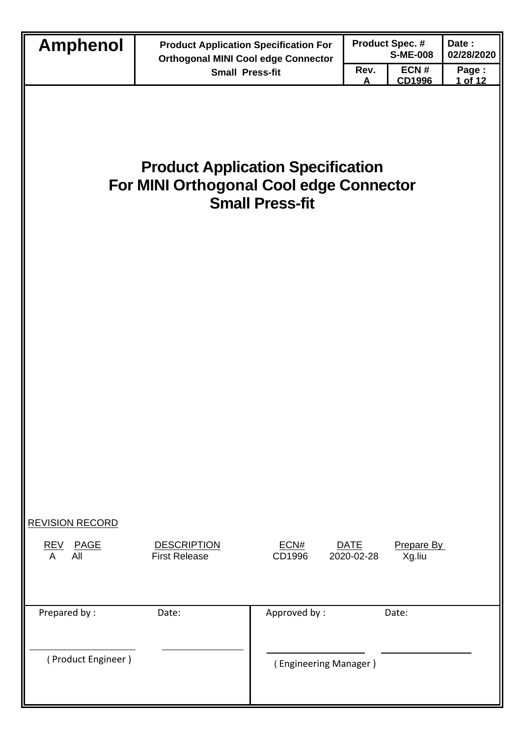# Product Application Specification For MINI Orthogonal Cool edge Connector Small Press-fit

REVISION RECORD

| REV | PAGE | DESCRIPTION | ECN# | DATE | Prepare By |
|---|---|---|---|---|---|
| A | All | First Release | CD1996 | 2020-02-28 | Xg.liu |

| Prepared by : | Date: | Approved by : | Date: |
|---|---|---|---|
| ( Product Engineer ) | | ( Engineering Manager ) | |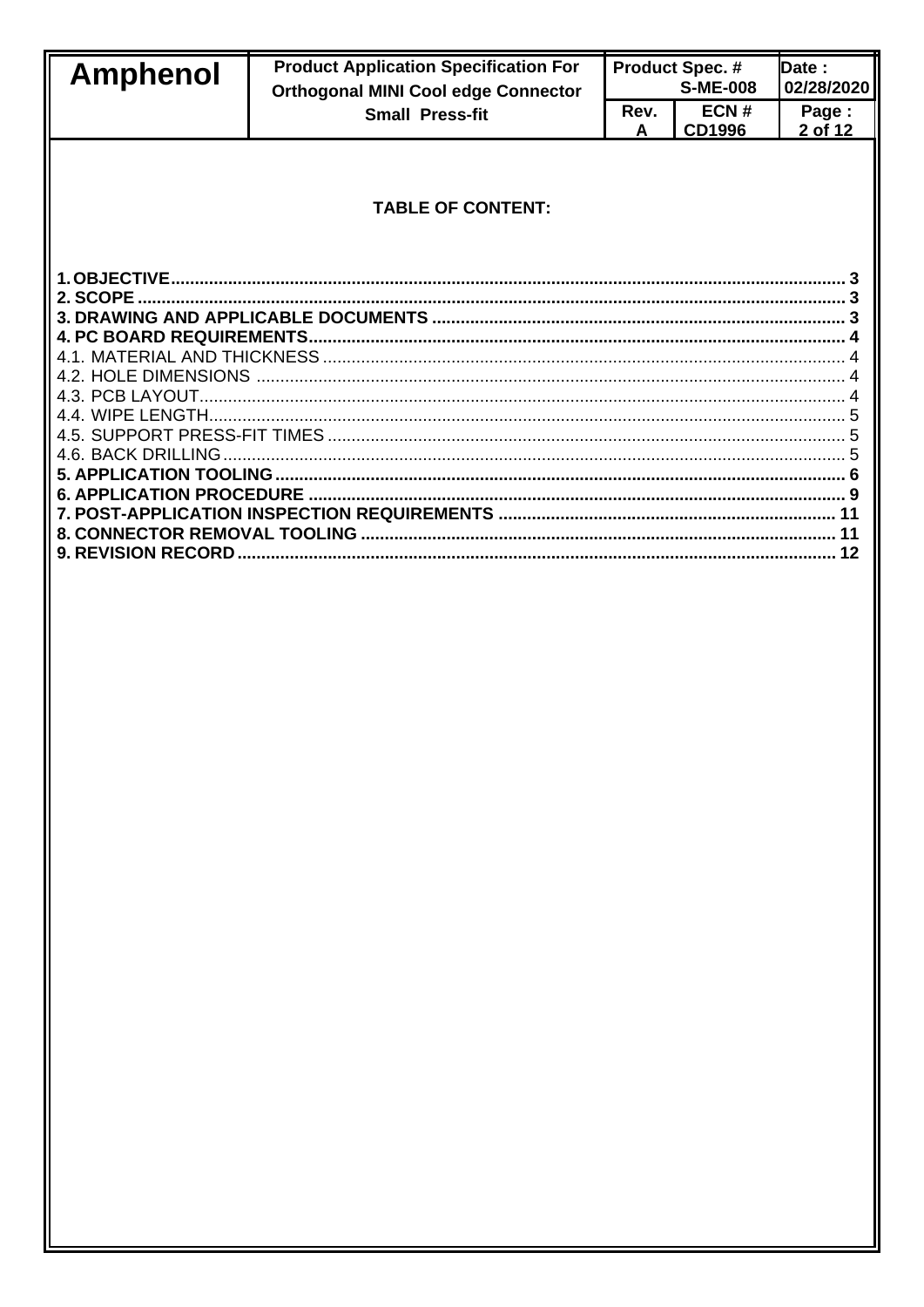## TABLE OF CONTENT:

**1. OBJECTIVE** ........................................................................................................................................ 3
**2. SCOPE** ................................................................................................................................................ 3
**3. DRAWING AND APPLICABLE DOCUMENTS** .................................................................................... 3
**4. PC BOARD REQUIREMENTS** ............................................................................................................ 4
4.1. MATERIAL AND THICKNESS ............................................................................................................ 4
4.2. HOLE DIMENSIONS .......................................................................................................................... 4
4.3. PCB LAYOUT ...................................................................................................................................... 4
4.4. WIPE LENGTH .................................................................................................................................... 5
4.5. SUPPORT PRESS-FIT TIMES ............................................................................................................ 5
4.6. BACK DRILLING .................................................................................................................................. 5
**5. APPLICATION TOOLING** .................................................................................................................... 6
**6. APPLICATION PROCEDURE** .............................................................................................................. 9
**7. POST-APPLICATION INSPECTION REQUIREMENTS** ...................................................................... 11
**8. CONNECTOR REMOVAL TOOLING** .................................................................................................. 11
**9. REVISION RECORD** .......................................................................................................................... 12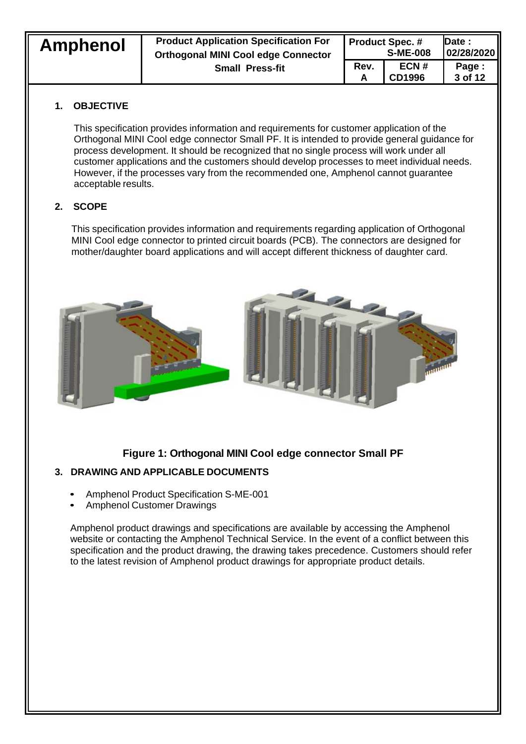## 1. OBJECTIVE

This specification provides information and requirements for customer application of the Orthogonal MINI Cool edge connector Small PF. It is intended to provide general guidance for process development. It should be recognized that no single process will work under all customer applications and the customers should develop processes to meet individual needs. However, if the processes vary from the recommended one, Amphenol cannot guarantee acceptable results.

## 2. SCOPE

This specification provides information and requirements regarding application of Orthogonal MINI Cool edge connector to printed circuit boards (PCB). The connectors are designed for mother/daughter board applications and will accept different thickness of daughter card.

**Figure 1: Orthogonal MINI Cool edge connector Small PF**

## 3. DRAWING AND APPLICABLE DOCUMENTS

- Amphenol Product Specification S-ME-001
- Amphenol Customer Drawings

Amphenol product drawings and specifications are available by accessing the Amphenol website or contacting the Amphenol Technical Service. In the event of a conflict between this specification and the product drawing, the drawing takes precedence. Customers should refer to the latest revision of Amphenol product drawings for appropriate product details.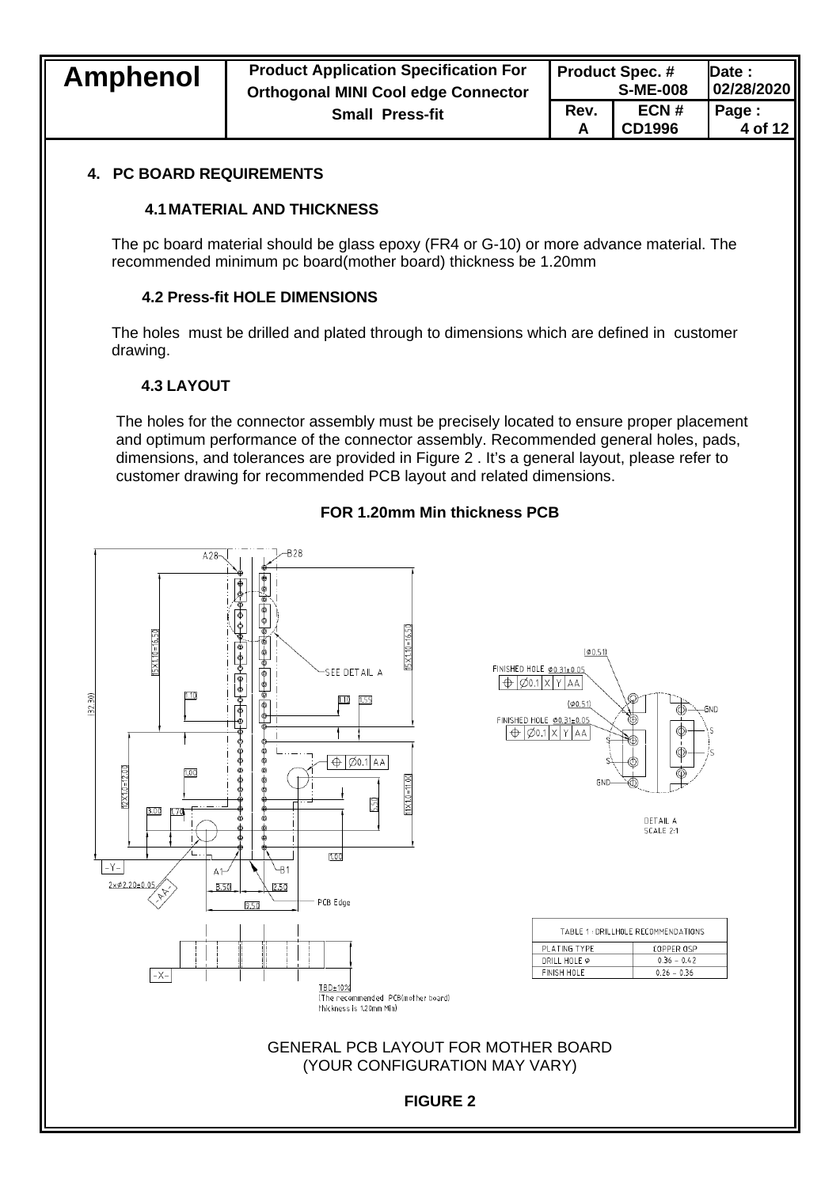## 4. PC BOARD REQUIREMENTS

### 4.1 MATERIAL AND THICKNESS

The pc board material should be glass epoxy (FR4 or G-10) or more advance material. The recommended minimum pc board(mother board) thickness be 1.20mm

### 4.2 Press-fit HOLE DIMENSIONS

The holes must be drilled and plated through to dimensions which are defined in customer drawing.

### 4.3 LAYOUT

The holes for the connector assembly must be precisely located to ensure proper placement and optimum performance of the connector assembly. Recommended general holes, pads, dimensions, and tolerances are provided in Figure 2 . It's a general layout, please refer to customer drawing for recommended PCB layout and related dimensions.

**FOR 1.20mm Min thickness PCB**

A28 B28 SEE DETAIL A (32.30) 15X1.10=16.50 1.10 1.10 1.55 12X1.0=12.00 1.00 11X1.0=11.00 3.00 1.70 0.50 Ø0.1 AA A1 B1 -Y- 2×Ø2.20±0.05 -AA- 3.50 2.50 6.50 1.00 PCB Edge -X- TBD±10% (The recommended PCB(mother board) thickness is 1.20mm Min)

(Ø0.51) FINISHED HOLE Ø0.31±0.05 Ø0.1 X Y AA
(Ø0.51) FINISHED HOLE Ø0.31±0.05 Ø0.1 X Y AA
GND S S GND S S GND
DETAIL A SCALE 2:1

| TABLE 1 : DRILLHOLE RECOMMENDATIONS | |
|---|---|
| PLATING TYPE | COPPER OSP |
| DRILL HOLE Ø | 0.36 – 0.42 |
| FINISH HOLE | 0.26 – 0.36 |

GENERAL PCB LAYOUT FOR MOTHER BOARD
(YOUR CONFIGURATION MAY VARY)

**FIGURE 2**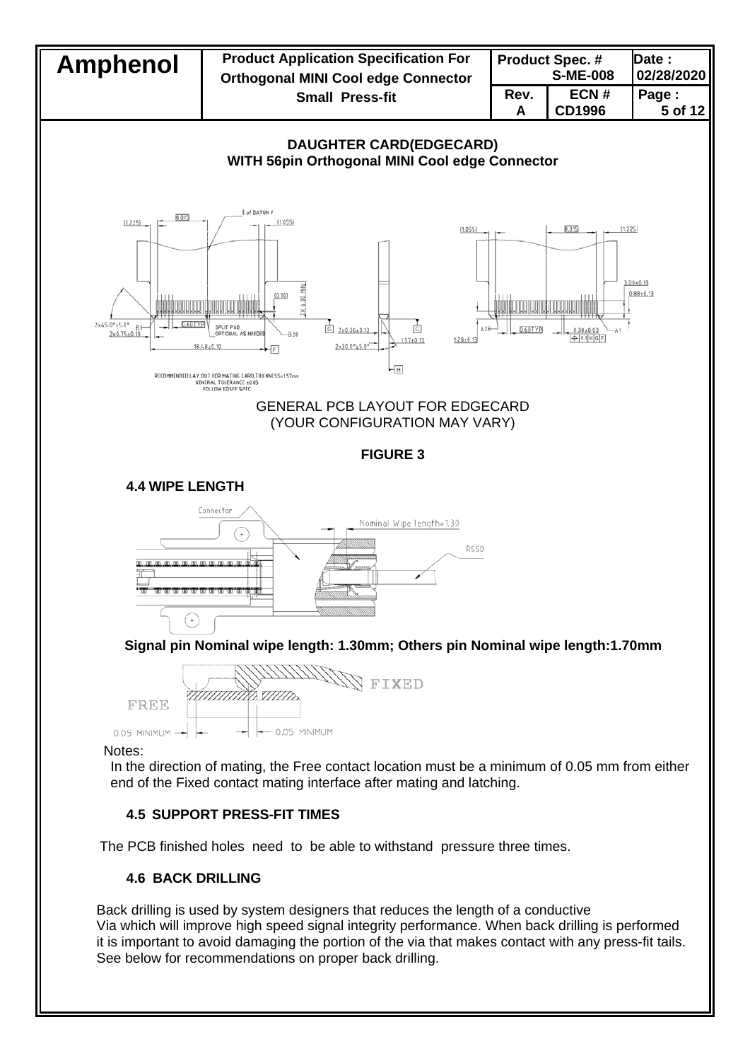## DAUGHTER CARD(EDGECARD)
## WITH 56pin Orthogonal MINI Cool edge Connector

GENERAL PCB LAYOUT FOR EDGECARD
(YOUR CONFIGURATION MAY VARY)

**FIGURE 3**

### 4.4 WIPE LENGTH

**Signal pin Nominal wipe length: 1.30mm; Others pin Nominal wipe length:1.70mm**

Notes:

In the direction of mating, the Free contact location must be a minimum of 0.05 mm from either end of the Fixed contact mating interface after mating and latching.

### 4.5 SUPPORT PRESS-FIT TIMES

The PCB finished holes need to be able to withstand pressure three times.

### 4.6 BACK DRILLING

Back drilling is used by system designers that reduces the length of a conductive Via which will improve high speed signal integrity performance. When back drilling is performed it is important to avoid damaging the portion of the via that makes contact with any press-fit tails. See below for recommendations on proper back drilling.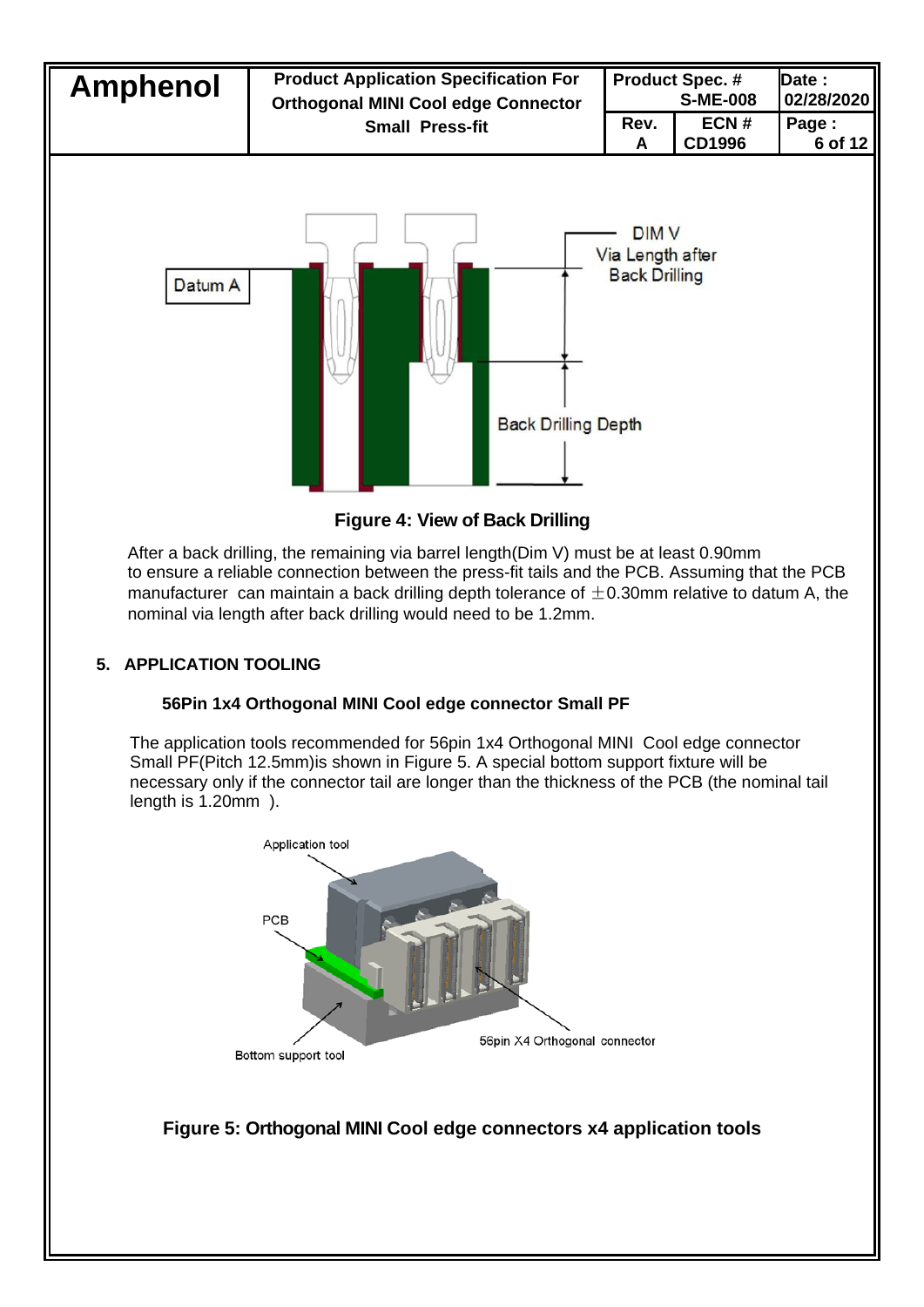**Figure 4: View of Back Drilling**

After a back drilling, the remaining via barrel length(Dim V) must be at least 0.90mm to ensure a reliable connection between the press-fit tails and the PCB. Assuming that the PCB manufacturer can maintain a back drilling depth tolerance of ±0.30mm relative to datum A, the nominal via length after back drilling would need to be 1.2mm.

## 5. APPLICATION TOOLING

### 56Pin 1x4 Orthogonal MINI Cool edge connector Small PF

The application tools recommended for 56pin 1x4 Orthogonal MINI Cool edge connector Small PF(Pitch 12.5mm)is shown in Figure 5. A special bottom support fixture will be necessary only if the connector tail are longer than the thickness of the PCB (the nominal tail length is 1.20mm ).

**Figure 5: Orthogonal MINI Cool edge connectors x4 application tools**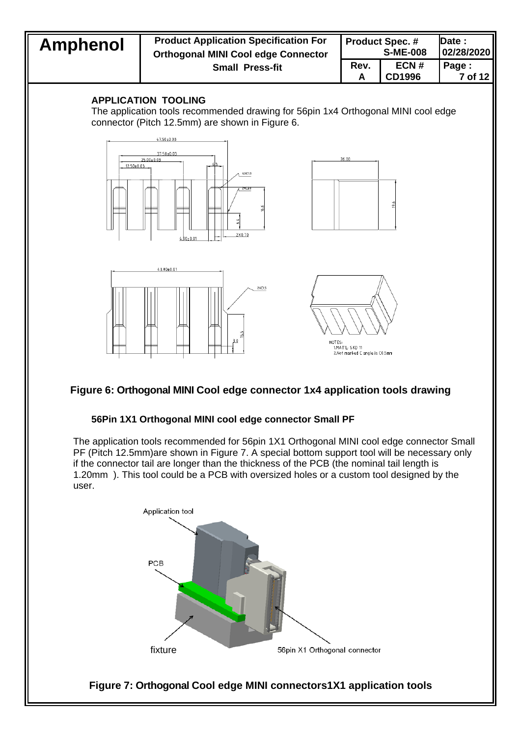## APPLICATION TOOLING

The application tools recommended drawing for 56pin 1x4 Orthogonal MINI cool edge connector (Pitch 12.5mm) are shown in Figure 6.

**Figure 6: Orthogonal MINI Cool edge connector 1x4 application tools drawing**

### 56Pin 1X1 Orthogonal MINI cool edge connector Small PF

The application tools recommended for 56pin 1X1 Orthogonal MINI cool edge connector Small PF (Pitch 12.5mm)are shown in Figure 7. A special bottom support tool will be necessary only if the connector tail are longer than the thickness of the PCB (the nominal tail length is 1.20mm ). This tool could be a PCB with oversized holes or a custom tool designed by the user.

**Figure 7: Orthogonal Cool edge MINI connectors1X1 application tools**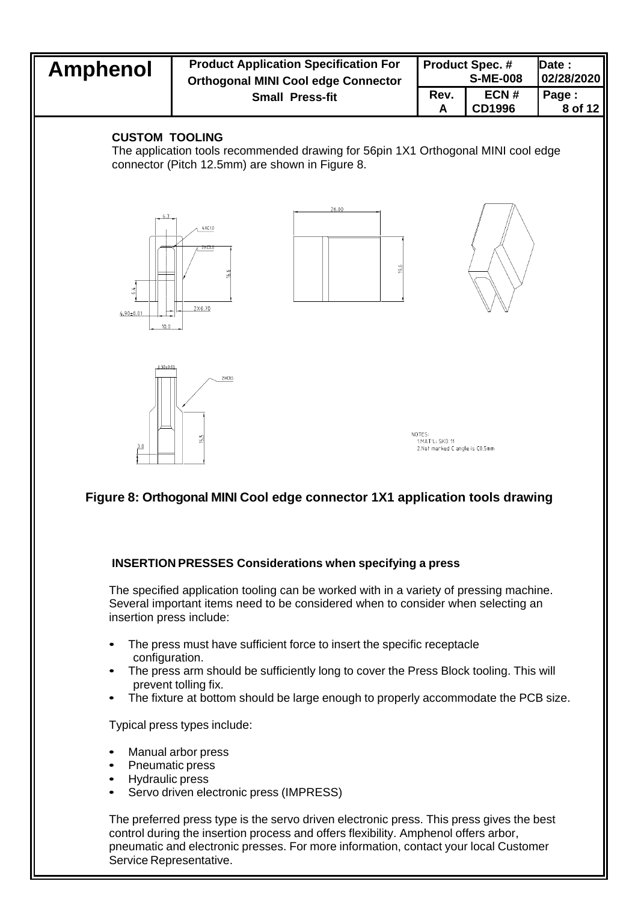**CUSTOM TOOLING**

The application tools recommended drawing for 56pin 1X1 Orthogonal MINI cool edge connector (Pitch 12.5mm) are shown in Figure 8.

NOTES:
1.MAT'L: SKD 11
2.Not marked C angle is C0.5mm

**Figure 8: Orthogonal MINI Cool edge connector 1X1 application tools drawing**

**INSERTION PRESSES Considerations when specifying a press**

The specified application tooling can be worked with in a variety of pressing machine. Several important items need to be considered when to consider when selecting an insertion press include:

- The press must have sufficient force to insert the specific receptacle configuration.
- The press arm should be sufficiently long to cover the Press Block tooling. This will prevent tolling fix.
- The fixture at bottom should be large enough to properly accommodate the PCB size.

Typical press types include:

- Manual arbor press
- Pneumatic press
- Hydraulic press
- Servo driven electronic press (IMPRESS)

The preferred press type is the servo driven electronic press. This press gives the best control during the insertion process and offers flexibility. Amphenol offers arbor, pneumatic and electronic presses. For more information, contact your local Customer Service Representative.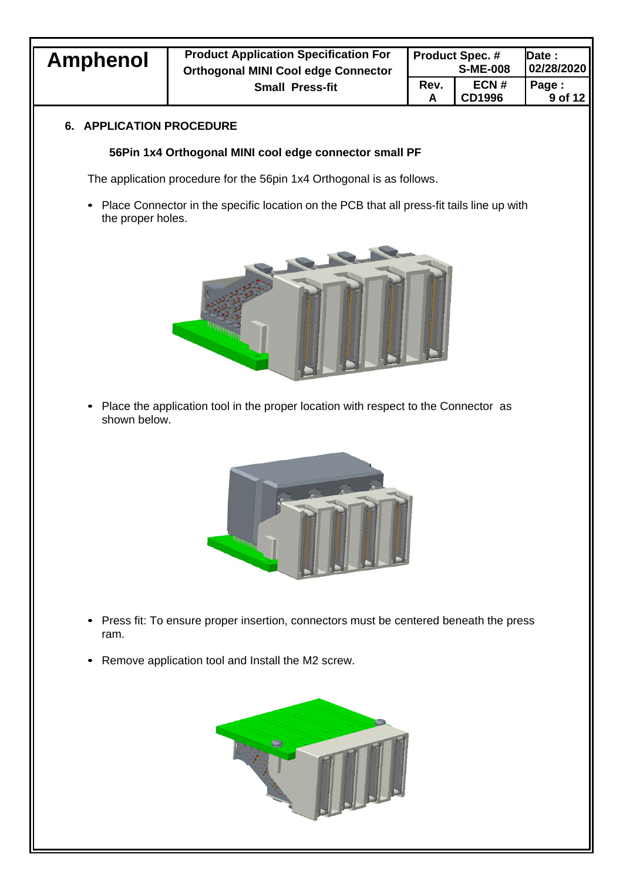## 6. APPLICATION PROCEDURE

### 56Pin 1x4 Orthogonal MINI cool edge connector small PF

The application procedure for the 56pin 1x4 Orthogonal is as follows.

- Place Connector in the specific location on the PCB that all press-fit tails line up with the proper holes.

- Place the application tool in the proper location with respect to the Connector as shown below.

- Press fit: To ensure proper insertion, connectors must be centered beneath the press ram.

- Remove application tool and Install the M2 screw.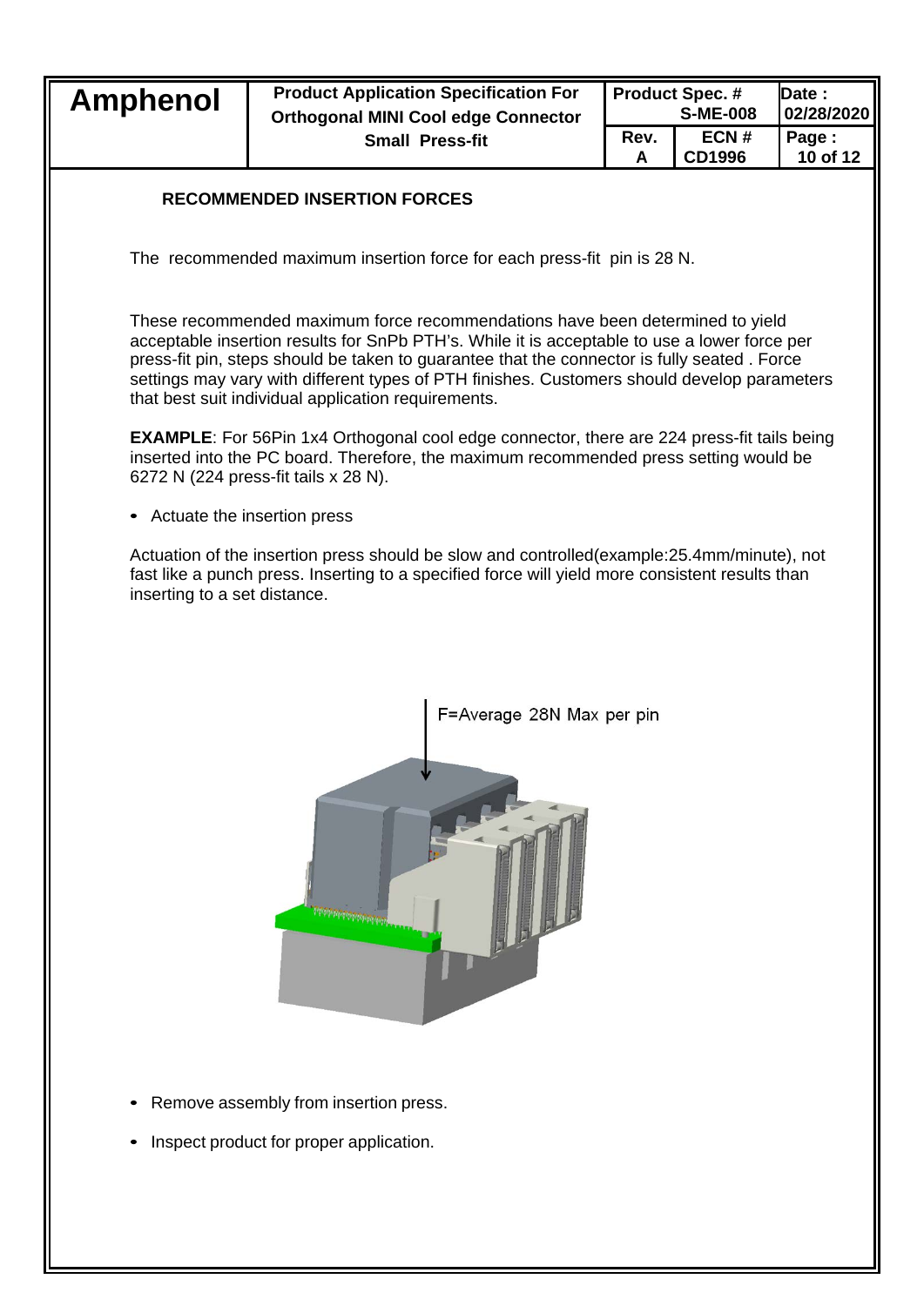## RECOMMENDED INSERTION FORCES

The recommended maximum insertion force for each press-fit pin is 28 N.

These recommended maximum force recommendations have been determined to yield acceptable insertion results for SnPb PTH's. While it is acceptable to use a lower force per press-fit pin, steps should be taken to guarantee that the connector is fully seated . Force settings may vary with different types of PTH finishes. Customers should develop parameters that best suit individual application requirements.

**EXAMPLE**: For 56Pin 1x4 Orthogonal cool edge connector, there are 224 press-fit tails being inserted into the PC board. Therefore, the maximum recommended press setting would be 6272 N (224 press-fit tails x 28 N).

- Actuate the insertion press

Actuation of the insertion press should be slow and controlled(example:25.4mm/minute), not fast like a punch press. Inserting to a specified force will yield more consistent results than inserting to a set distance.

F=Average 28N Max per pin

- Remove assembly from insertion press.
- Inspect product for proper application.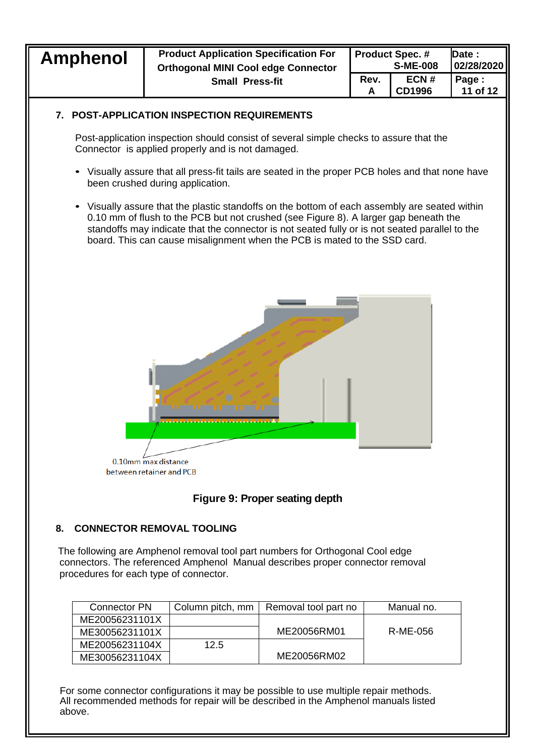## 7. POST-APPLICATION INSPECTION REQUIREMENTS

Post-application inspection should consist of several simple checks to assure that the Connector is applied properly and is not damaged.

- Visually assure that all press-fit tails are seated in the proper PCB holes and that none have been crushed during application.
- Visually assure that the plastic standoffs on the bottom of each assembly are seated within 0.10 mm of flush to the PCB but not crushed (see Figure 8). A larger gap beneath the standoffs may indicate that the connector is not seated fully or is not seated parallel to the board. This can cause misalignment when the PCB is mated to the SSD card.

0.10mm max distance between retainer and PCB

**Figure 9: Proper seating depth**

## 8. CONNECTOR REMOVAL TOOLING

The following are Amphenol removal tool part numbers for Orthogonal Cool edge connectors. The referenced Amphenol Manual describes proper connector removal procedures for each type of connector.

| Connector PN | Column pitch, mm | Removal tool part no | Manual no. |
|---|---|---|---|
| ME20056231101X | | ME20056RM01 | R-ME-056 |
| ME30056231101X | | | |
| ME20056231104X | 12.5 | ME20056RM02 | |
| ME30056231104X | | | |

For some connector configurations it may be possible to use multiple repair methods. All recommended methods for repair will be described in the Amphenol manuals listed above.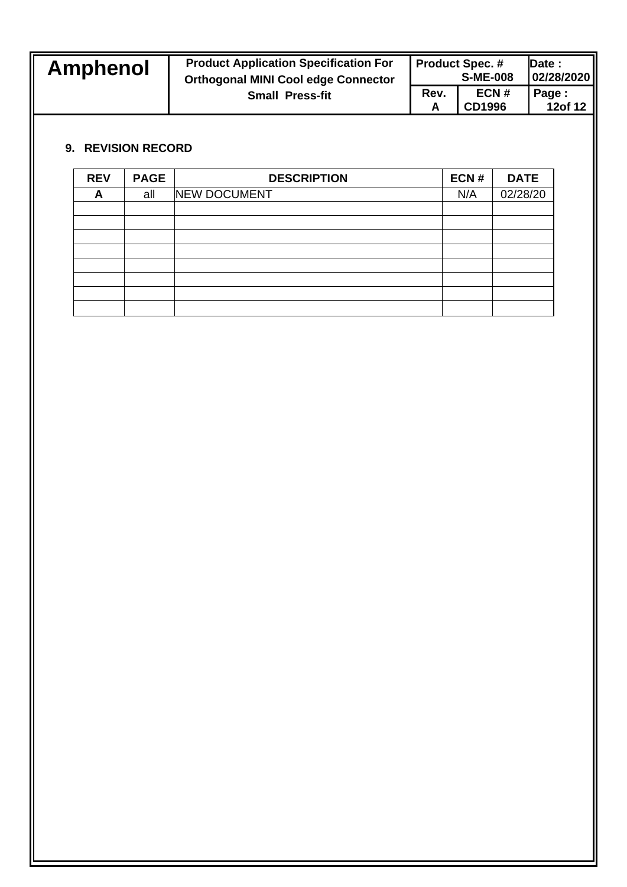## 9. REVISION RECORD

| REV | PAGE | DESCRIPTION | ECN # | DATE |
|---|---|---|---|---|
| A | all | NEW DOCUMENT | N/A | 02/28/20 |
| | | | | |
| | | | | |
| | | | | |
| | | | | |
| | | | | |
| | | | | |
| | | | | |
| | | | | |